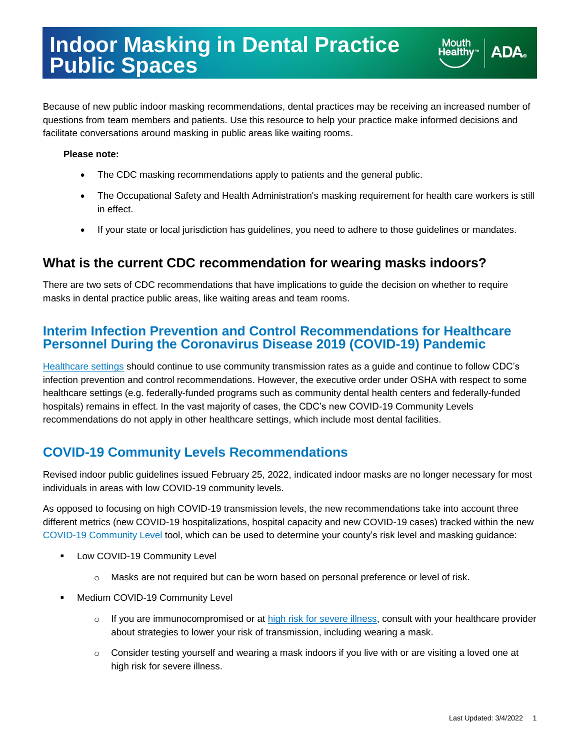# Indoor Masking in Dental Practice Public Spaces

Because of new public indoor masking recommendations, dental practices may be receiving an increased number of questions from team members and patients. Use this resource to help your practice make informed decisions and facilitate conversations around masking in public areas like waiting rooms.

**Please note:**

- The CDC masking recommendations apply to patients and the general public.
- The Occupational Safety and Health Administration's masking requirement for health care workers is still in effect.
- If your state or local jurisdiction has guidelines, you need to adhere to those guidelines or mandates.

## What is the current CDC recommendation for wearing masks indoors?

There are two sets of CDC recommendations that have implications to guide the decision on whether to require masks in dental practice public areas, like waiting areas and team rooms.

### Interim Infection Prevention and Control Recommendations for Healthcare Personnel During the Coronavirus Disease 2019 (COVID-19) Pandemic

Healthcare settings should continue to use community transmission rates as a guide and continue to follow CDC's infection prevention and control recommendations. However, the executive order under OSHA with respect to some healthcare settings (e.g. federally-funded programs such as community dental health centers and federally-funded hospitals) remains in effect. In the vast majority of cases, the CDC's new COVID-19 Community Levels recommendations do not apply in other healthcare settings, which include most dental facilities.

### COVID-19 Community Levels Recommendations

Revised indoor public guidelines issued February 25, 2022, indicated indoor masks are no longer necessary for most individuals in areas with low COVID-19 community levels.

As opposed to focusing on high COVID-19 transmission levels, the new recommendations take into account three different metrics (new COVID-19 hospitalizations, hospital capacity and new COVID-19 cases) tracked within the new COVID-19 Community Level tool, which can be used to determine your county's risk level and masking guidance:

- Low COVID-19 Community Level
  - Masks are not required but can be worn based on personal preference or level of risk.
- Medium COVID-19 Community Level
  - If you are immunocompromised or at high risk for severe illness, consult with your healthcare provider about strategies to lower your risk of transmission, including wearing a mask.
  - Consider testing yourself and wearing a mask indoors if you live with or are visiting a loved one at high risk for severe illness.

Last Updated: 3/4/2022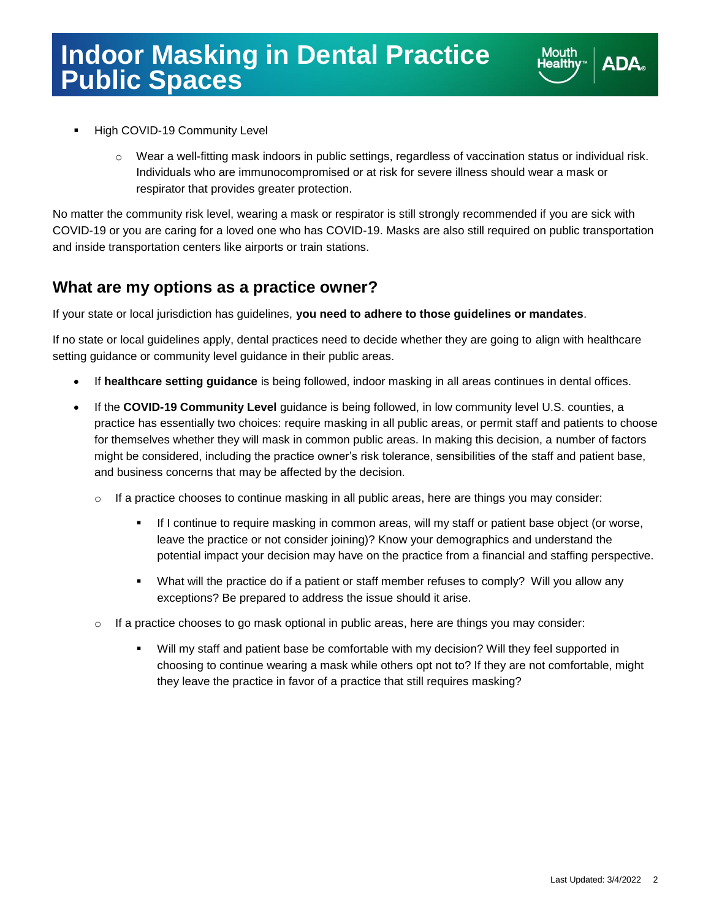- High COVID-19 Community Level
    - Wear a well-fitting mask indoors in public settings, regardless of vaccination status or individual risk. Individuals who are immunocompromised or at risk for severe illness should wear a mask or respirator that provides greater protection.

No matter the community risk level, wearing a mask or respirator is still strongly recommended if you are sick with COVID-19 or you are caring for a loved one who has COVID-19. Masks are also still required on public transportation and inside transportation centers like airports or train stations.

## What are my options as a practice owner?

If your state or local jurisdiction has guidelines, **you need to adhere to those guidelines or mandates**.

If no state or local guidelines apply, dental practices need to decide whether they are going to align with healthcare setting guidance or community level guidance in their public areas.

- If **healthcare setting guidance** is being followed, indoor masking in all areas continues in dental offices.
- If the **COVID-19 Community Level** guidance is being followed, in low community level U.S. counties, a practice has essentially two choices: require masking in all public areas, or permit staff and patients to choose for themselves whether they will mask in common public areas. In making this decision, a number of factors might be considered, including the practice owner's risk tolerance, sensibilities of the staff and patient base, and business concerns that may be affected by the decision.
    - If a practice chooses to continue masking in all public areas, here are things you may consider:
        - If I continue to require masking in common areas, will my staff or patient base object (or worse, leave the practice or not consider joining)? Know your demographics and understand the potential impact your decision may have on the practice from a financial and staffing perspective.
        - What will the practice do if a patient or staff member refuses to comply? Will you allow any exceptions? Be prepared to address the issue should it arise.
    - If a practice chooses to go mask optional in public areas, here are things you may consider:
        - Will my staff and patient base be comfortable with my decision? Will they feel supported in choosing to continue wearing a mask while others opt not to? If they are not comfortable, might they leave the practice in favor of a practice that still requires masking?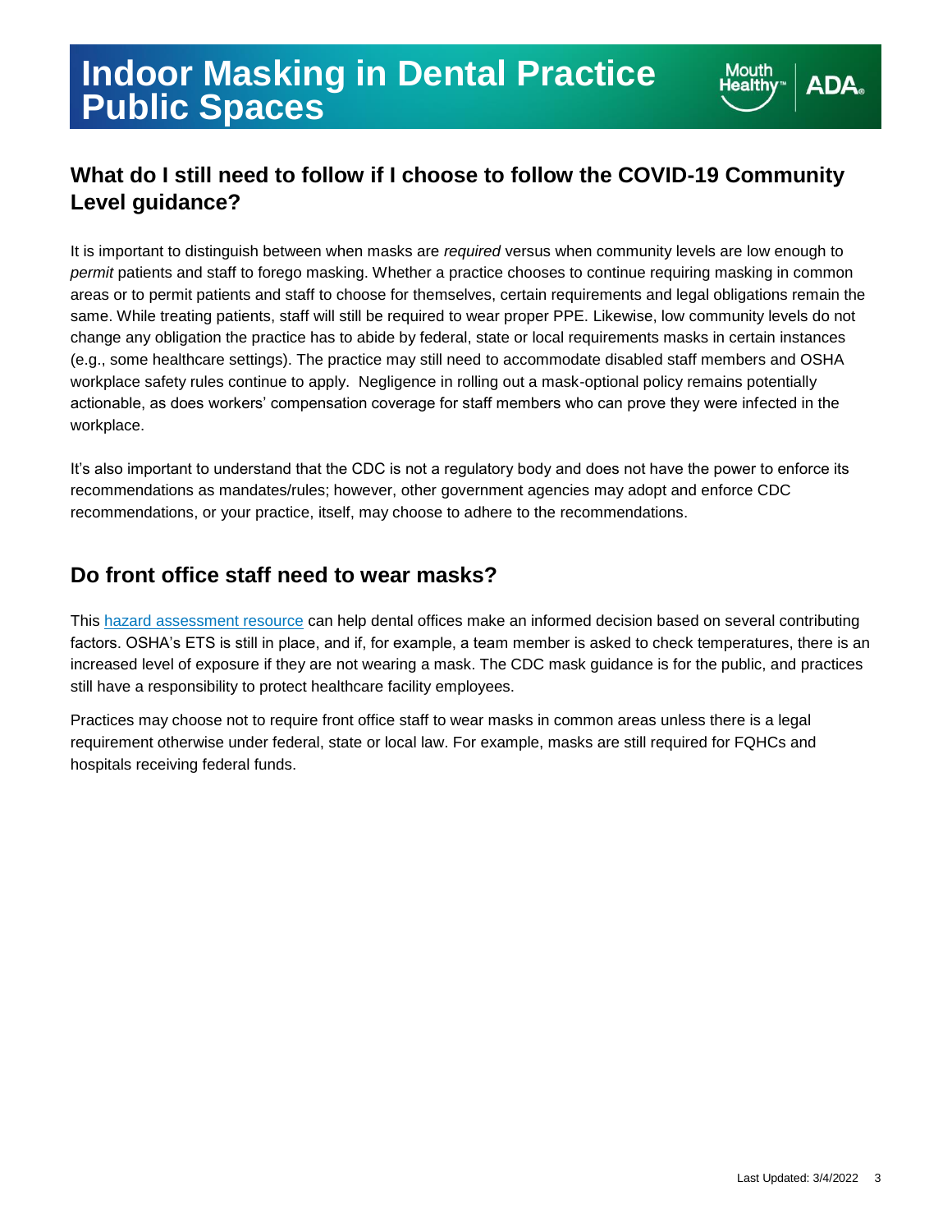## What do I still need to follow if I choose to follow the COVID-19 Community Level guidance?

It is important to distinguish between when masks are *required* versus when community levels are low enough to *permit* patients and staff to forego masking. Whether a practice chooses to continue requiring masking in common areas or to permit patients and staff to choose for themselves, certain requirements and legal obligations remain the same. While treating patients, staff will still be required to wear proper PPE. Likewise, low community levels do not change any obligation the practice has to abide by federal, state or local requirements masks in certain instances (e.g., some healthcare settings). The practice may still need to accommodate disabled staff members and OSHA workplace safety rules continue to apply. Negligence in rolling out a mask-optional policy remains potentially actionable, as does workers' compensation coverage for staff members who can prove they were infected in the workplace.

It's also important to understand that the CDC is not a regulatory body and does not have the power to enforce its recommendations as mandates/rules; however, other government agencies may adopt and enforce CDC recommendations, or your practice, itself, may choose to adhere to the recommendations.

## Do front office staff need to wear masks?

This [hazard assessment resource] can help dental offices make an informed decision based on several contributing factors. OSHA's ETS is still in place, and if, for example, a team member is asked to check temperatures, there is an increased level of exposure if they are not wearing a mask. The CDC mask guidance is for the public, and practices still have a responsibility to protect healthcare facility employees.

Practices may choose not to require front office staff to wear masks in common areas unless there is a legal requirement otherwise under federal, state or local law. For example, masks are still required for FQHCs and hospitals receiving federal funds.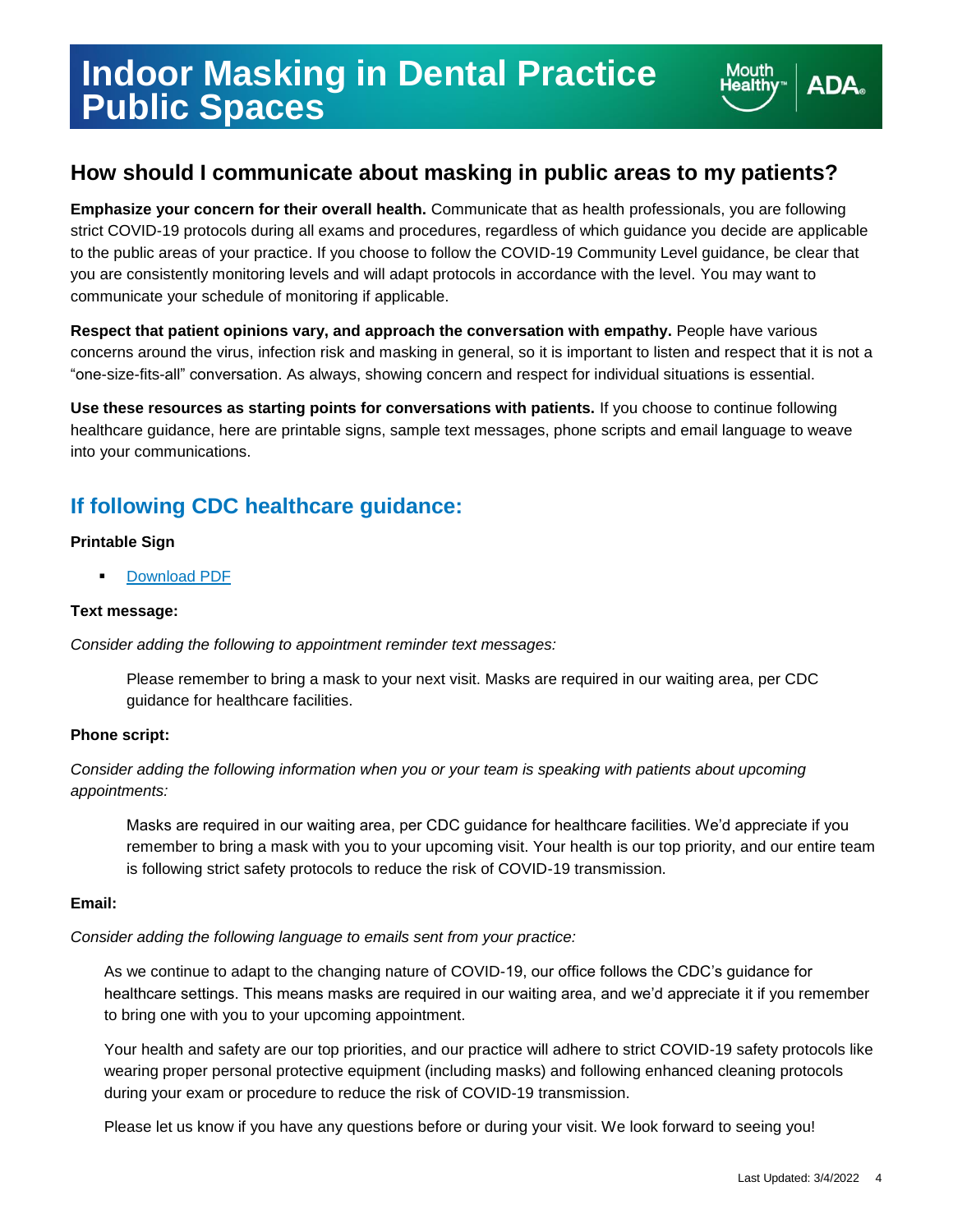# Indoor Masking in Dental Practice Public Spaces

## How should I communicate about masking in public areas to my patients?

**Emphasize your concern for their overall health.** Communicate that as health professionals, you are following strict COVID-19 protocols during all exams and procedures, regardless of which guidance you decide are applicable to the public areas of your practice. If you choose to follow the COVID-19 Community Level guidance, be clear that you are consistently monitoring levels and will adapt protocols in accordance with the level. You may want to communicate your schedule of monitoring if applicable.

**Respect that patient opinions vary, and approach the conversation with empathy.** People have various concerns around the virus, infection risk and masking in general, so it is important to listen and respect that it is not a "one-size-fits-all" conversation. As always, showing concern and respect for individual situations is essential.

**Use these resources as starting points for conversations with patients.** If you choose to continue following healthcare guidance, here are printable signs, sample text messages, phone scripts and email language to weave into your communications.

## If following CDC healthcare guidance:

**Printable Sign**

- Download PDF

**Text message:**

*Consider adding the following to appointment reminder text messages:*

> Please remember to bring a mask to your next visit. Masks are required in our waiting area, per CDC guidance for healthcare facilities.

**Phone script:**

*Consider adding the following information when you or your team is speaking with patients about upcoming appointments:*

> Masks are required in our waiting area, per CDC guidance for healthcare facilities. We'd appreciate if you remember to bring a mask with you to your upcoming visit. Your health is our top priority, and our entire team is following strict safety protocols to reduce the risk of COVID-19 transmission.

**Email:**

*Consider adding the following language to emails sent from your practice:*

> As we continue to adapt to the changing nature of COVID-19, our office follows the CDC's guidance for healthcare settings. This means masks are required in our waiting area, and we'd appreciate it if you remember to bring one with you to your upcoming appointment.
>
> Your health and safety are our top priorities, and our practice will adhere to strict COVID-19 safety protocols like wearing proper personal protective equipment (including masks) and following enhanced cleaning protocols during your exam or procedure to reduce the risk of COVID-19 transmission.
>
> Please let us know if you have any questions before or during your visit. We look forward to seeing you!

Last Updated: 3/4/2022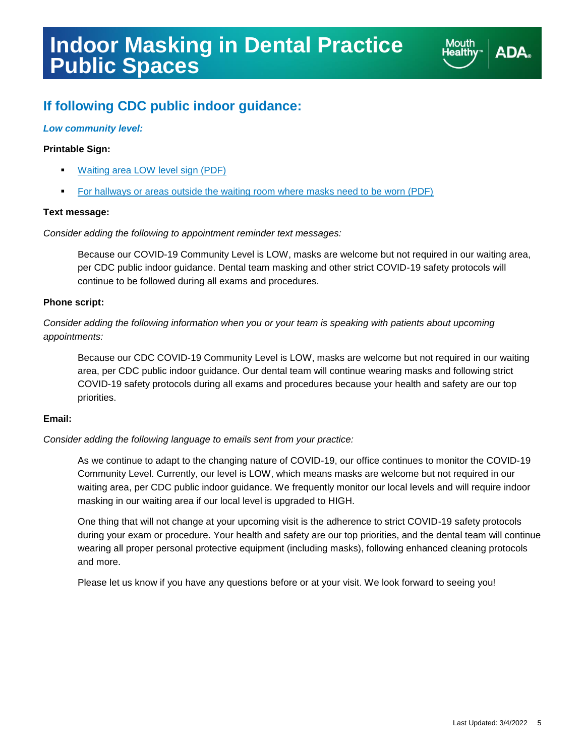# Indoor Masking in Dental Practice Public Spaces

## If following CDC public indoor guidance:

### *Low community level:*

**Printable Sign:**

- Waiting area LOW level sign (PDF)
- For hallways or areas outside the waiting room where masks need to be worn (PDF)

**Text message:**

*Consider adding the following to appointment reminder text messages:*

> Because our COVID-19 Community Level is LOW, masks are welcome but not required in our waiting area, per CDC public indoor guidance. Dental team masking and other strict COVID-19 safety protocols will continue to be followed during all exams and procedures.

**Phone script:**

*Consider adding the following information when you or your team is speaking with patients about upcoming appointments:*

> Because our CDC COVID-19 Community Level is LOW, masks are welcome but not required in our waiting area, per CDC public indoor guidance. Our dental team will continue wearing masks and following strict COVID-19 safety protocols during all exams and procedures because your health and safety are our top priorities.

**Email:**

*Consider adding the following language to emails sent from your practice:*

> As we continue to adapt to the changing nature of COVID-19, our office continues to monitor the COVID-19 Community Level. Currently, our level is LOW, which means masks are welcome but not required in our waiting area, per CDC public indoor guidance. We frequently monitor our local levels and will require indoor masking in our waiting area if our local level is upgraded to HIGH.
>
> One thing that will not change at your upcoming visit is the adherence to strict COVID-19 safety protocols during your exam or procedure. Your health and safety are our top priorities, and the dental team will continue wearing all proper personal protective equipment (including masks), following enhanced cleaning protocols and more.
>
> Please let us know if you have any questions before or at your visit. We look forward to seeing you!

Last Updated: 3/4/2022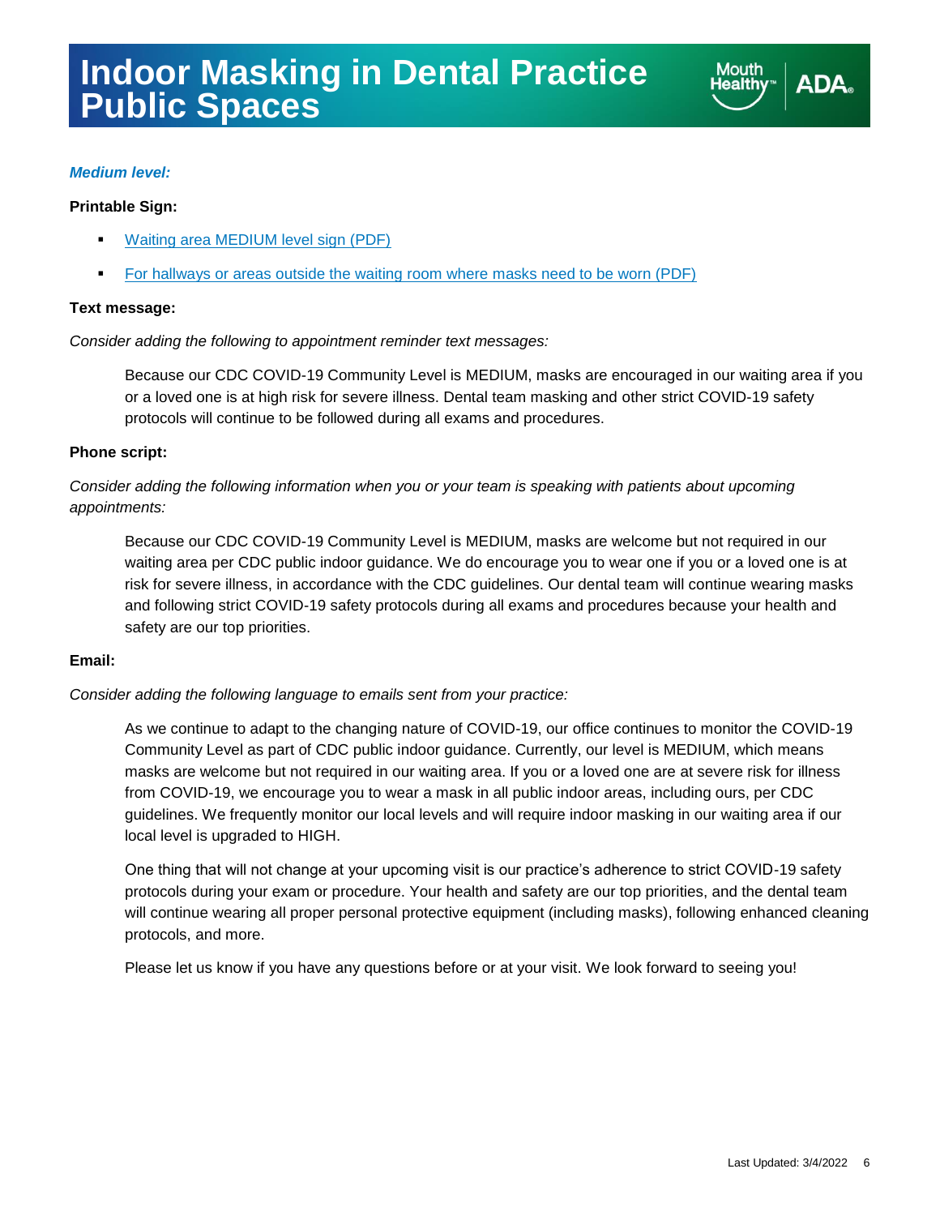# Indoor Masking in Dental Practice Public Spaces

***Medium level:***

**Printable Sign:**

- Waiting area MEDIUM level sign (PDF)
- For hallways or areas outside the waiting room where masks need to be worn (PDF)

**Text message:**

*Consider adding the following to appointment reminder text messages:*

> Because our CDC COVID-19 Community Level is MEDIUM, masks are encouraged in our waiting area if you or a loved one is at high risk for severe illness. Dental team masking and other strict COVID-19 safety protocols will continue to be followed during all exams and procedures.

**Phone script:**

*Consider adding the following information when you or your team is speaking with patients about upcoming appointments:*

> Because our CDC COVID-19 Community Level is MEDIUM, masks are welcome but not required in our waiting area per CDC public indoor guidance. We do encourage you to wear one if you or a loved one is at risk for severe illness, in accordance with the CDC guidelines. Our dental team will continue wearing masks and following strict COVID-19 safety protocols during all exams and procedures because your health and safety are our top priorities.

**Email:**

*Consider adding the following language to emails sent from your practice:*

> As we continue to adapt to the changing nature of COVID-19, our office continues to monitor the COVID-19 Community Level as part of CDC public indoor guidance. Currently, our level is MEDIUM, which means masks are welcome but not required in our waiting area. If you or a loved one are at severe risk for illness from COVID-19, we encourage you to wear a mask in all public indoor areas, including ours, per CDC guidelines. We frequently monitor our local levels and will require indoor masking in our waiting area if our local level is upgraded to HIGH.
>
> One thing that will not change at your upcoming visit is our practice's adherence to strict COVID-19 safety protocols during your exam or procedure. Your health and safety are our top priorities, and the dental team will continue wearing all proper personal protective equipment (including masks), following enhanced cleaning protocols, and more.
>
> Please let us know if you have any questions before or at your visit. We look forward to seeing you!

Last Updated: 3/4/2022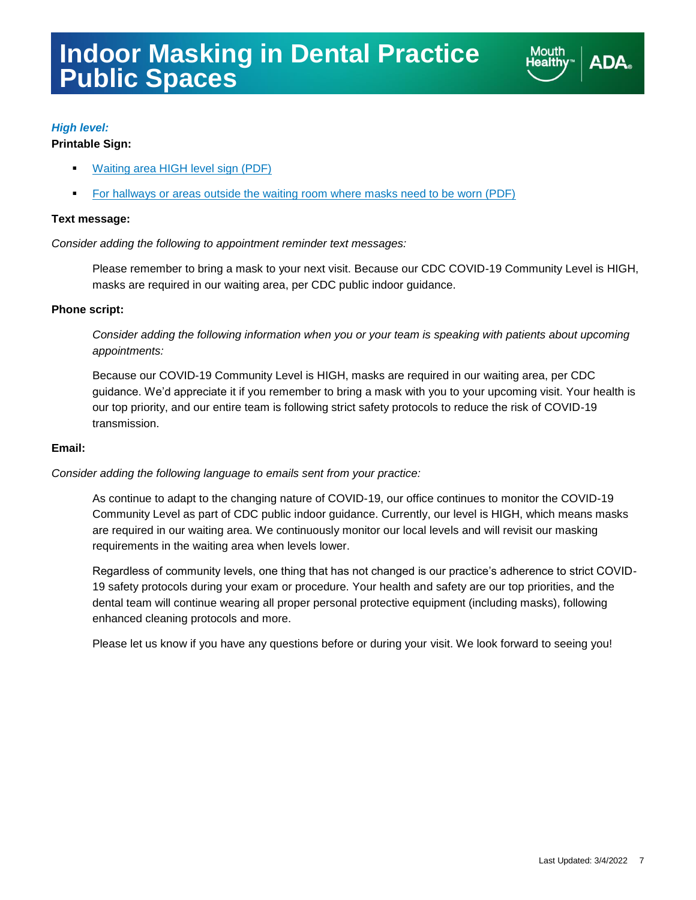# Indoor Masking in Dental Practice Public Spaces

***High level:***

**Printable Sign:**

- Waiting area HIGH level sign (PDF)
- For hallways or areas outside the waiting room where masks need to be worn (PDF)

**Text message:**

*Consider adding the following to appointment reminder text messages:*

> Please remember to bring a mask to your next visit. Because our CDC COVID-19 Community Level is HIGH, masks are required in our waiting area, per CDC public indoor guidance.

**Phone script:**

> *Consider adding the following information when you or your team is speaking with patients about upcoming appointments:*
>
> Because our COVID-19 Community Level is HIGH, masks are required in our waiting area, per CDC guidance. We'd appreciate it if you remember to bring a mask with you to your upcoming visit. Your health is our top priority, and our entire team is following strict safety protocols to reduce the risk of COVID-19 transmission.

**Email:**

*Consider adding the following language to emails sent from your practice:*

> As continue to adapt to the changing nature of COVID-19, our office continues to monitor the COVID-19 Community Level as part of CDC public indoor guidance. Currently, our level is HIGH, which means masks are required in our waiting area. We continuously monitor our local levels and will revisit our masking requirements in the waiting area when levels lower.
>
> Regardless of community levels, one thing that has not changed is our practice's adherence to strict COVID-19 safety protocols during your exam or procedure. Your health and safety are our top priorities, and the dental team will continue wearing all proper personal protective equipment (including masks), following enhanced cleaning protocols and more.
>
> Please let us know if you have any questions before or during your visit. We look forward to seeing you!

Last Updated: 3/4/2022